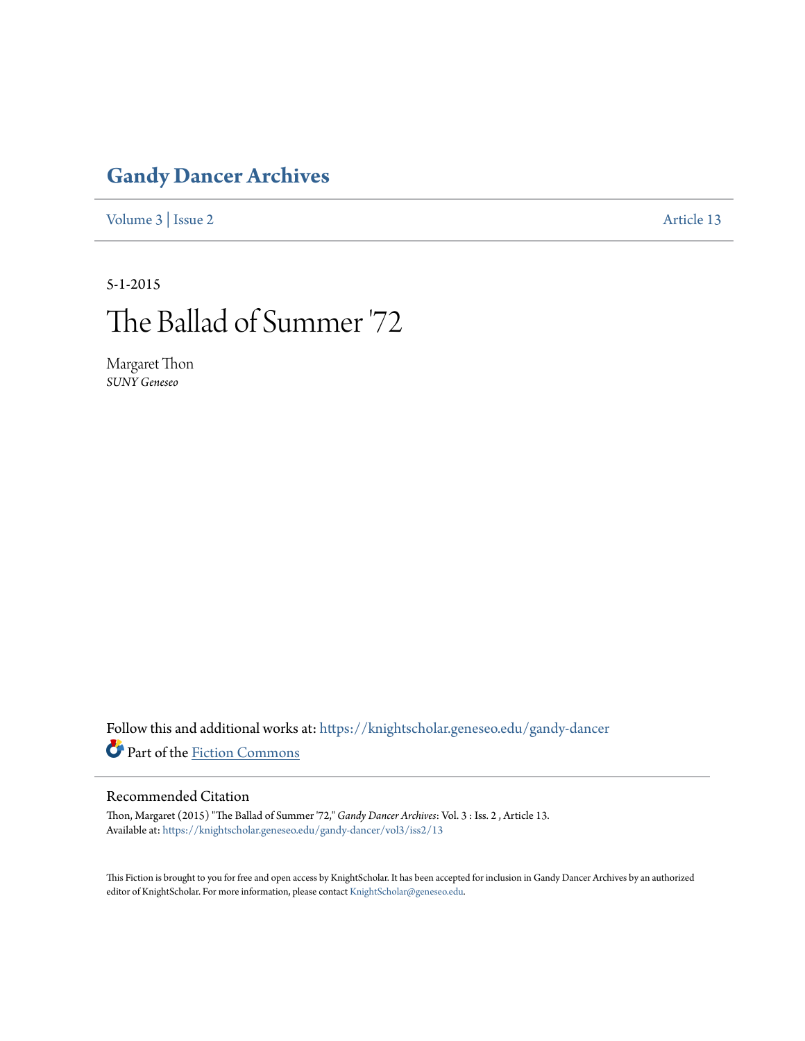# Gandy Dancer Archives

Volume 3 | Issue 2 Article 13

5-1-2015

# The Ballad of Summer '72

Margaret Thon
*SUNY Geneseo*

Follow this and additional works at: https://knightscholar.geneseo.edu/gandy-dancer

Part of the Fiction Commons

## Recommended Citation

Thon, Margaret (2015) "The Ballad of Summer '72," *Gandy Dancer Archives*: Vol. 3 : Iss. 2 , Article 13.
Available at: https://knightscholar.geneseo.edu/gandy-dancer/vol3/iss2/13

This Fiction is brought to you for free and open access by KnightScholar. It has been accepted for inclusion in Gandy Dancer Archives by an authorized editor of KnightScholar. For more information, please contact KnightScholar@geneseo.edu.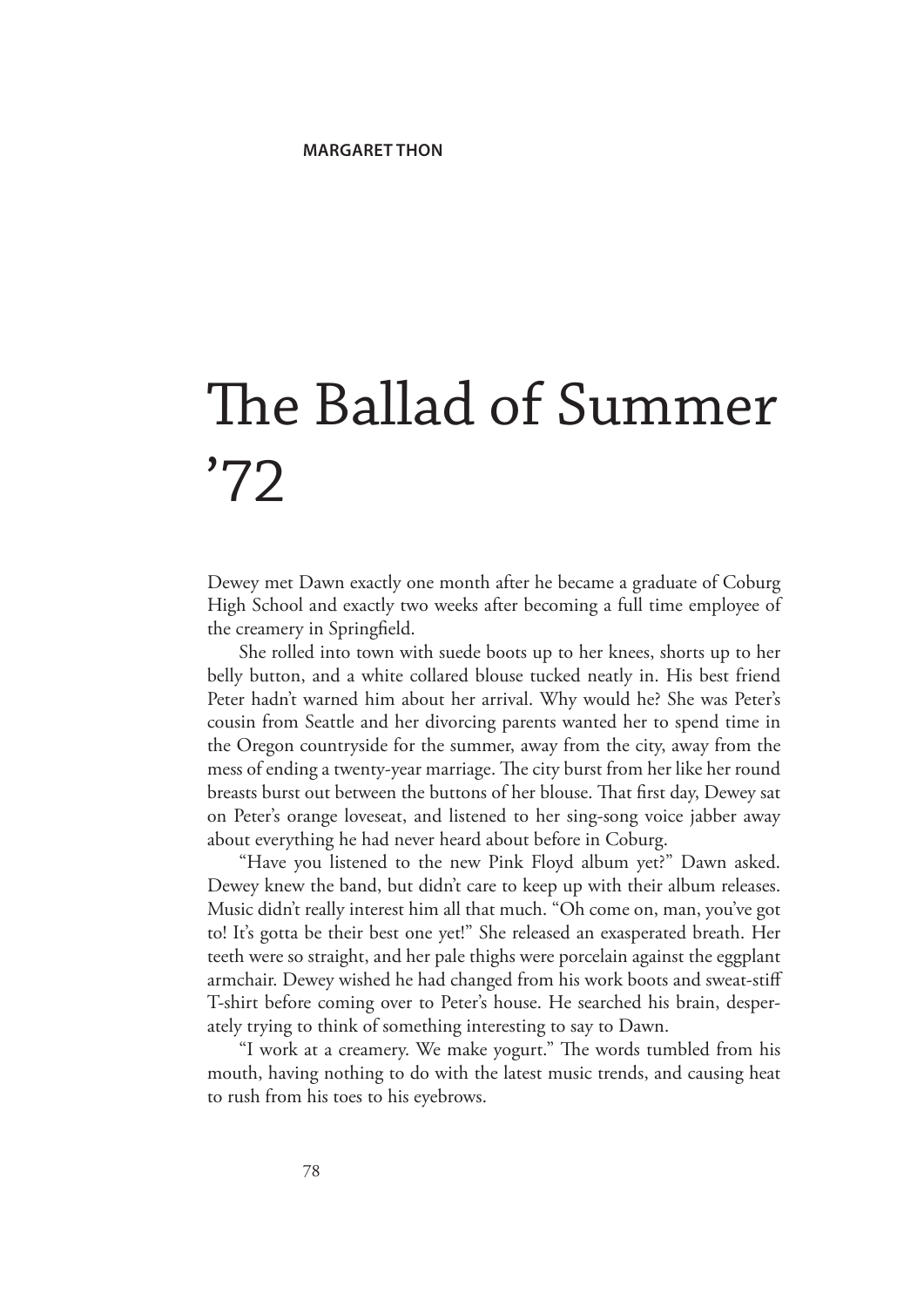**MARGARET THON**

# The Ballad of Summer '72

Dewey met Dawn exactly one month after he became a graduate of Coburg High School and exactly two weeks after becoming a full time employee of the creamery in Springfield.

She rolled into town with suede boots up to her knees, shorts up to her belly button, and a white collared blouse tucked neatly in. His best friend Peter hadn't warned him about her arrival. Why would he? She was Peter's cousin from Seattle and her divorcing parents wanted her to spend time in the Oregon countryside for the summer, away from the city, away from the mess of ending a twenty-year marriage. The city burst from her like her round breasts burst out between the buttons of her blouse. That first day, Dewey sat on Peter's orange loveseat, and listened to her sing-song voice jabber away about everything he had never heard about before in Coburg.

"Have you listened to the new Pink Floyd album yet?" Dawn asked. Dewey knew the band, but didn't care to keep up with their album releases. Music didn't really interest him all that much. "Oh come on, man, you've got to! It's gotta be their best one yet!" She released an exasperated breath. Her teeth were so straight, and her pale thighs were porcelain against the eggplant armchair. Dewey wished he had changed from his work boots and sweat-stiff T-shirt before coming over to Peter's house. He searched his brain, desperately trying to think of something interesting to say to Dawn.

"I work at a creamery. We make yogurt." The words tumbled from his mouth, having nothing to do with the latest music trends, and causing heat to rush from his toes to his eyebrows.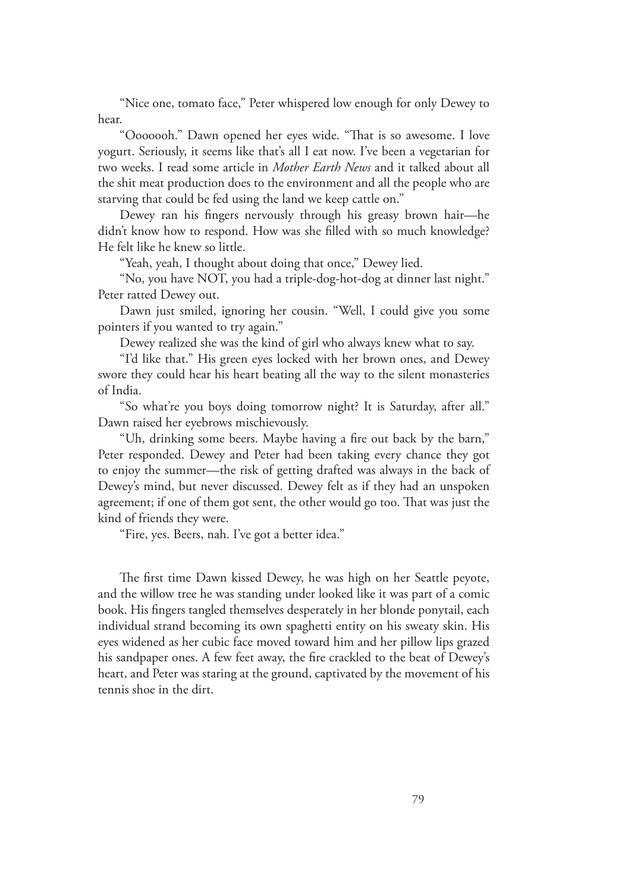"Nice one, tomato face," Peter whispered low enough for only Dewey to hear.

"Ooooooh." Dawn opened her eyes wide. "That is so awesome. I love yogurt. Seriously, it seems like that's all I eat now. I've been a vegetarian for two weeks. I read some article in *Mother Earth News* and it talked about all the shit meat production does to the environment and all the people who are starving that could be fed using the land we keep cattle on."

Dewey ran his fingers nervously through his greasy brown hair—he didn't know how to respond. How was she filled with so much knowledge? He felt like he knew so little.

"Yeah, yeah, I thought about doing that once," Dewey lied.

"No, you have NOT, you had a triple-dog-hot-dog at dinner last night." Peter ratted Dewey out.

Dawn just smiled, ignoring her cousin. "Well, I could give you some pointers if you wanted to try again."

Dewey realized she was the kind of girl who always knew what to say.

"I'd like that." His green eyes locked with her brown ones, and Dewey swore they could hear his heart beating all the way to the silent monasteries of India.

"So what're you boys doing tomorrow night? It is Saturday, after all." Dawn raised her eyebrows mischievously.

"Uh, drinking some beers. Maybe having a fire out back by the barn," Peter responded. Dewey and Peter had been taking every chance they got to enjoy the summer—the risk of getting drafted was always in the back of Dewey's mind, but never discussed. Dewey felt as if they had an unspoken agreement; if one of them got sent, the other would go too. That was just the kind of friends they were.

"Fire, yes. Beers, nah. I've got a better idea."

The first time Dawn kissed Dewey, he was high on her Seattle peyote, and the willow tree he was standing under looked like it was part of a comic book. His fingers tangled themselves desperately in her blonde ponytail, each individual strand becoming its own spaghetti entity on his sweaty skin. His eyes widened as her cubic face moved toward him and her pillow lips grazed his sandpaper ones. A few feet away, the fire crackled to the beat of Dewey's heart, and Peter was staring at the ground, captivated by the movement of his tennis shoe in the dirt.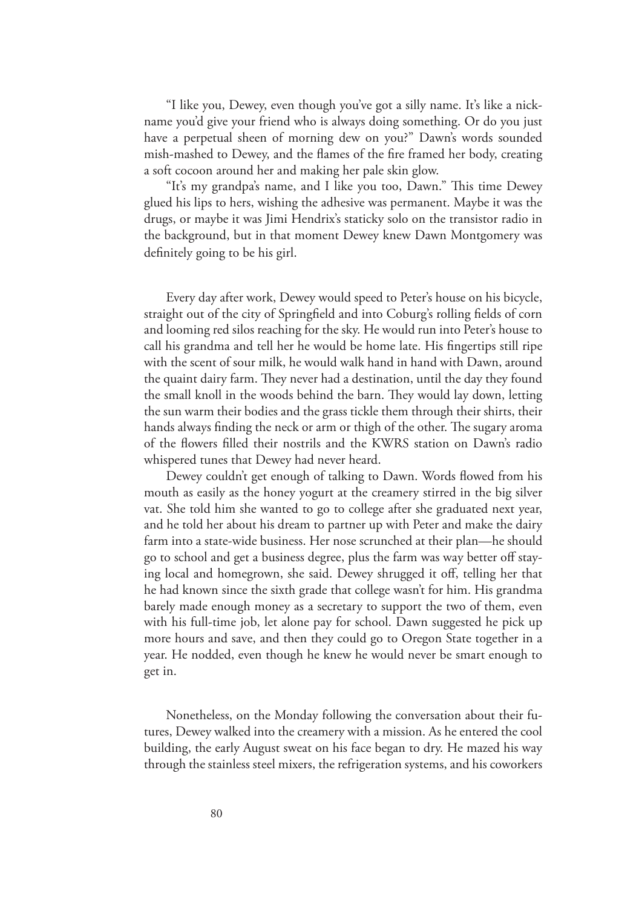"I like you, Dewey, even though you've got a silly name. It's like a nickname you'd give your friend who is always doing something. Or do you just have a perpetual sheen of morning dew on you?" Dawn's words sounded mish-mashed to Dewey, and the flames of the fire framed her body, creating a soft cocoon around her and making her pale skin glow.

"It's my grandpa's name, and I like you too, Dawn." This time Dewey glued his lips to hers, wishing the adhesive was permanent. Maybe it was the drugs, or maybe it was Jimi Hendrix's staticky solo on the transistor radio in the background, but in that moment Dewey knew Dawn Montgomery was definitely going to be his girl.

Every day after work, Dewey would speed to Peter's house on his bicycle, straight out of the city of Springfield and into Coburg's rolling fields of corn and looming red silos reaching for the sky. He would run into Peter's house to call his grandma and tell her he would be home late. His fingertips still ripe with the scent of sour milk, he would walk hand in hand with Dawn, around the quaint dairy farm. They never had a destination, until the day they found the small knoll in the woods behind the barn. They would lay down, letting the sun warm their bodies and the grass tickle them through their shirts, their hands always finding the neck or arm or thigh of the other. The sugary aroma of the flowers filled their nostrils and the KWRS station on Dawn's radio whispered tunes that Dewey had never heard.

Dewey couldn't get enough of talking to Dawn. Words flowed from his mouth as easily as the honey yogurt at the creamery stirred in the big silver vat. She told him she wanted to go to college after she graduated next year, and he told her about his dream to partner up with Peter and make the dairy farm into a state-wide business. Her nose scrunched at their plan—he should go to school and get a business degree, plus the farm was way better off staying local and homegrown, she said. Dewey shrugged it off, telling her that he had known since the sixth grade that college wasn't for him. His grandma barely made enough money as a secretary to support the two of them, even with his full-time job, let alone pay for school. Dawn suggested he pick up more hours and save, and then they could go to Oregon State together in a year. He nodded, even though he knew he would never be smart enough to get in.

Nonetheless, on the Monday following the conversation about their futures, Dewey walked into the creamery with a mission. As he entered the cool building, the early August sweat on his face began to dry. He mazed his way through the stainless steel mixers, the refrigeration systems, and his coworkers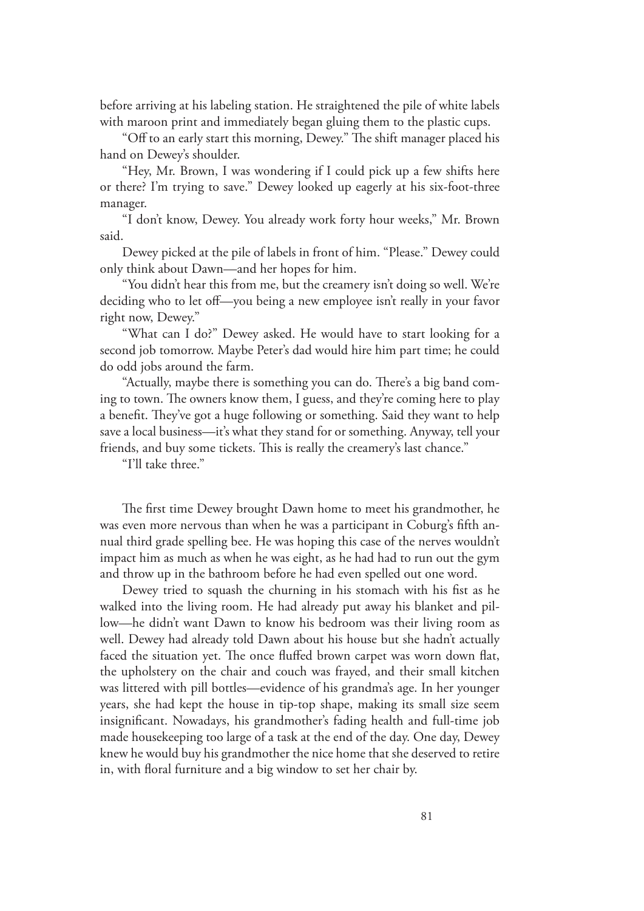before arriving at his labeling station. He straightened the pile of white labels with maroon print and immediately began gluing them to the plastic cups.

"Off to an early start this morning, Dewey." The shift manager placed his hand on Dewey's shoulder.

"Hey, Mr. Brown, I was wondering if I could pick up a few shifts here or there? I'm trying to save." Dewey looked up eagerly at his six-foot-three manager.

"I don't know, Dewey. You already work forty hour weeks," Mr. Brown said.

Dewey picked at the pile of labels in front of him. "Please." Dewey could only think about Dawn—and her hopes for him.

"You didn't hear this from me, but the creamery isn't doing so well. We're deciding who to let off—you being a new employee isn't really in your favor right now, Dewey."

"What can I do?" Dewey asked. He would have to start looking for a second job tomorrow. Maybe Peter's dad would hire him part time; he could do odd jobs around the farm.

"Actually, maybe there is something you can do. There's a big band coming to town. The owners know them, I guess, and they're coming here to play a benefit. They've got a huge following or something. Said they want to help save a local business—it's what they stand for or something. Anyway, tell your friends, and buy some tickets. This is really the creamery's last chance."

"I'll take three."

The first time Dewey brought Dawn home to meet his grandmother, he was even more nervous than when he was a participant in Coburg's fifth annual third grade spelling bee. He was hoping this case of the nerves wouldn't impact him as much as when he was eight, as he had had to run out the gym and throw up in the bathroom before he had even spelled out one word.

Dewey tried to squash the churning in his stomach with his fist as he walked into the living room. He had already put away his blanket and pillow—he didn't want Dawn to know his bedroom was their living room as well. Dewey had already told Dawn about his house but she hadn't actually faced the situation yet. The once fluffed brown carpet was worn down flat, the upholstery on the chair and couch was frayed, and their small kitchen was littered with pill bottles—evidence of his grandma's age. In her younger years, she had kept the house in tip-top shape, making its small size seem insignificant. Nowadays, his grandmother's fading health and full-time job made housekeeping too large of a task at the end of the day. One day, Dewey knew he would buy his grandmother the nice home that she deserved to retire in, with floral furniture and a big window to set her chair by.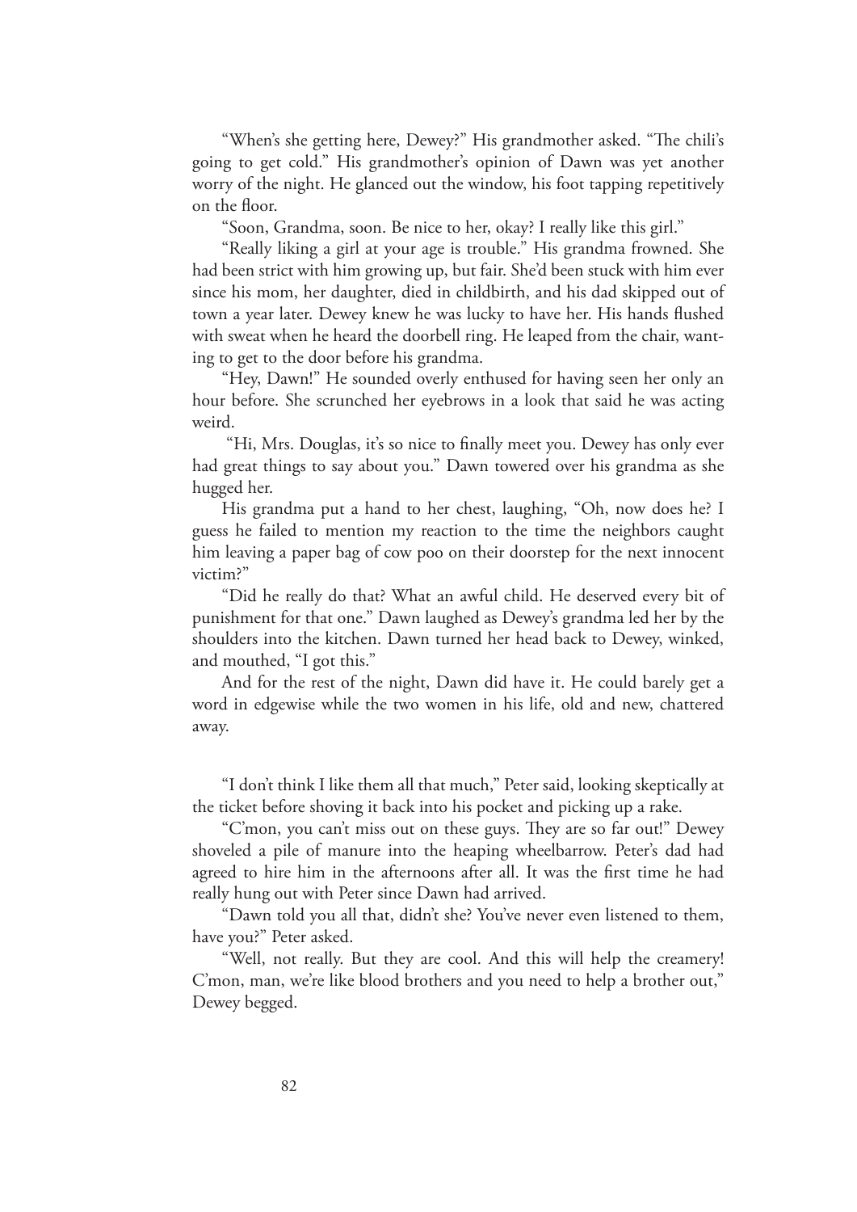"When's she getting here, Dewey?" His grandmother asked. "The chili's going to get cold." His grandmother's opinion of Dawn was yet another worry of the night. He glanced out the window, his foot tapping repetitively on the floor.

"Soon, Grandma, soon. Be nice to her, okay? I really like this girl."

"Really liking a girl at your age is trouble." His grandma frowned. She had been strict with him growing up, but fair. She'd been stuck with him ever since his mom, her daughter, died in childbirth, and his dad skipped out of town a year later. Dewey knew he was lucky to have her. His hands flushed with sweat when he heard the doorbell ring. He leaped from the chair, wanting to get to the door before his grandma.

"Hey, Dawn!" He sounded overly enthused for having seen her only an hour before. She scrunched her eyebrows in a look that said he was acting weird.

"Hi, Mrs. Douglas, it's so nice to finally meet you. Dewey has only ever had great things to say about you." Dawn towered over his grandma as she hugged her.

His grandma put a hand to her chest, laughing, "Oh, now does he? I guess he failed to mention my reaction to the time the neighbors caught him leaving a paper bag of cow poo on their doorstep for the next innocent victim?"

"Did he really do that? What an awful child. He deserved every bit of punishment for that one." Dawn laughed as Dewey's grandma led her by the shoulders into the kitchen. Dawn turned her head back to Dewey, winked, and mouthed, "I got this."

And for the rest of the night, Dawn did have it. He could barely get a word in edgewise while the two women in his life, old and new, chattered away.

"I don't think I like them all that much," Peter said, looking skeptically at the ticket before shoving it back into his pocket and picking up a rake.

"C'mon, you can't miss out on these guys. They are so far out!" Dewey shoveled a pile of manure into the heaping wheelbarrow. Peter's dad had agreed to hire him in the afternoons after all. It was the first time he had really hung out with Peter since Dawn had arrived.

"Dawn told you all that, didn't she? You've never even listened to them, have you?" Peter asked.

"Well, not really. But they are cool. And this will help the creamery! C'mon, man, we're like blood brothers and you need to help a brother out," Dewey begged.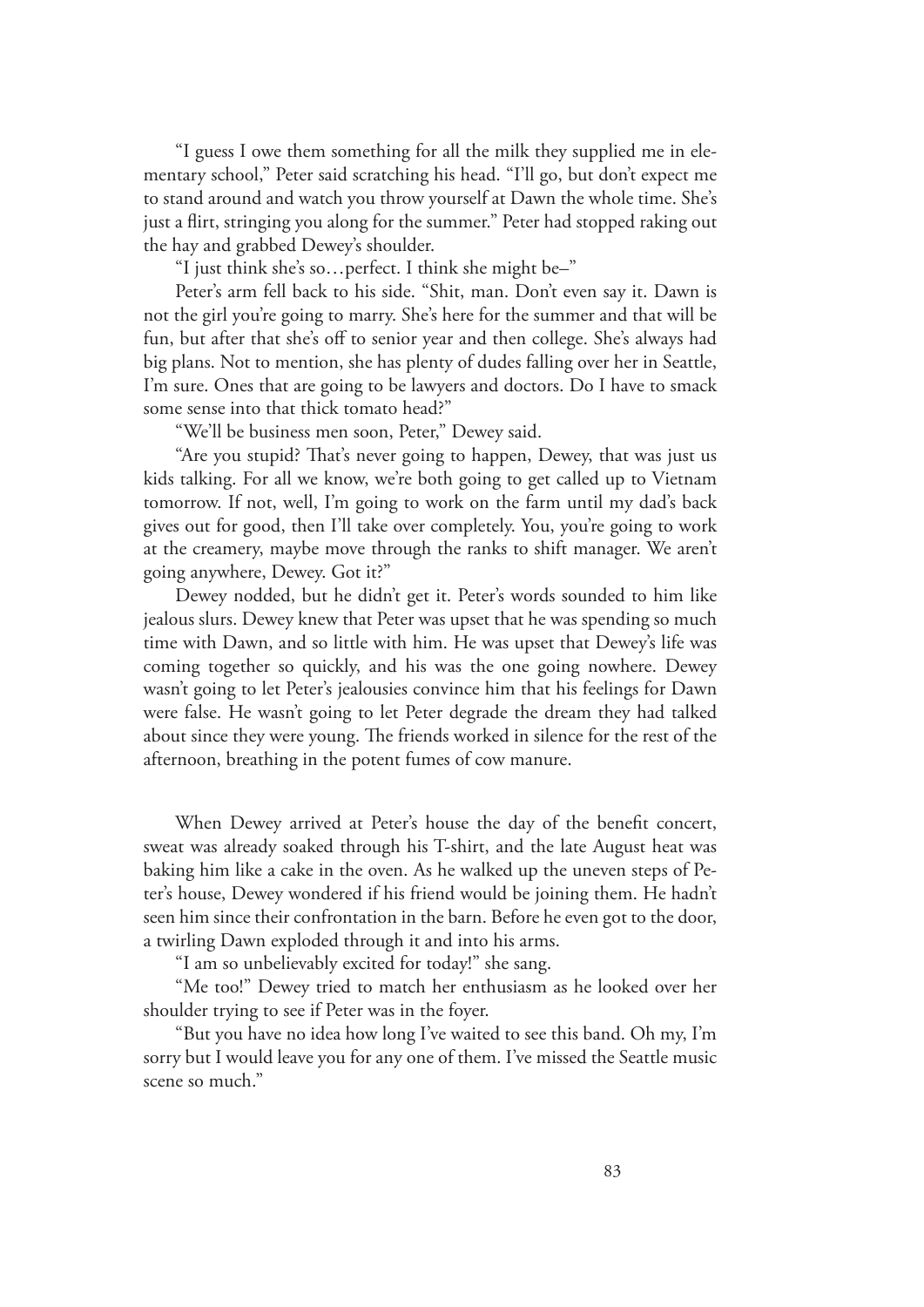"I guess I owe them something for all the milk they supplied me in elementary school," Peter said scratching his head. "I'll go, but don't expect me to stand around and watch you throw yourself at Dawn the whole time. She's just a flirt, stringing you along for the summer." Peter had stopped raking out the hay and grabbed Dewey's shoulder.

"I just think she's so…perfect. I think she might be–"

Peter's arm fell back to his side. "Shit, man. Don't even say it. Dawn is not the girl you're going to marry. She's here for the summer and that will be fun, but after that she's off to senior year and then college. She's always had big plans. Not to mention, she has plenty of dudes falling over her in Seattle, I'm sure. Ones that are going to be lawyers and doctors. Do I have to smack some sense into that thick tomato head?"

"We'll be business men soon, Peter," Dewey said.

"Are you stupid? That's never going to happen, Dewey, that was just us kids talking. For all we know, we're both going to get called up to Vietnam tomorrow. If not, well, I'm going to work on the farm until my dad's back gives out for good, then I'll take over completely. You, you're going to work at the creamery, maybe move through the ranks to shift manager. We aren't going anywhere, Dewey. Got it?"

Dewey nodded, but he didn't get it. Peter's words sounded to him like jealous slurs. Dewey knew that Peter was upset that he was spending so much time with Dawn, and so little with him. He was upset that Dewey's life was coming together so quickly, and his was the one going nowhere. Dewey wasn't going to let Peter's jealousies convince him that his feelings for Dawn were false. He wasn't going to let Peter degrade the dream they had talked about since they were young. The friends worked in silence for the rest of the afternoon, breathing in the potent fumes of cow manure.

When Dewey arrived at Peter's house the day of the benefit concert, sweat was already soaked through his T-shirt, and the late August heat was baking him like a cake in the oven. As he walked up the uneven steps of Peter's house, Dewey wondered if his friend would be joining them. He hadn't seen him since their confrontation in the barn. Before he even got to the door, a twirling Dawn exploded through it and into his arms.

"I am so unbelievably excited for today!" she sang.

"Me too!" Dewey tried to match her enthusiasm as he looked over her shoulder trying to see if Peter was in the foyer.

"But you have no idea how long I've waited to see this band. Oh my, I'm sorry but I would leave you for any one of them. I've missed the Seattle music scene so much."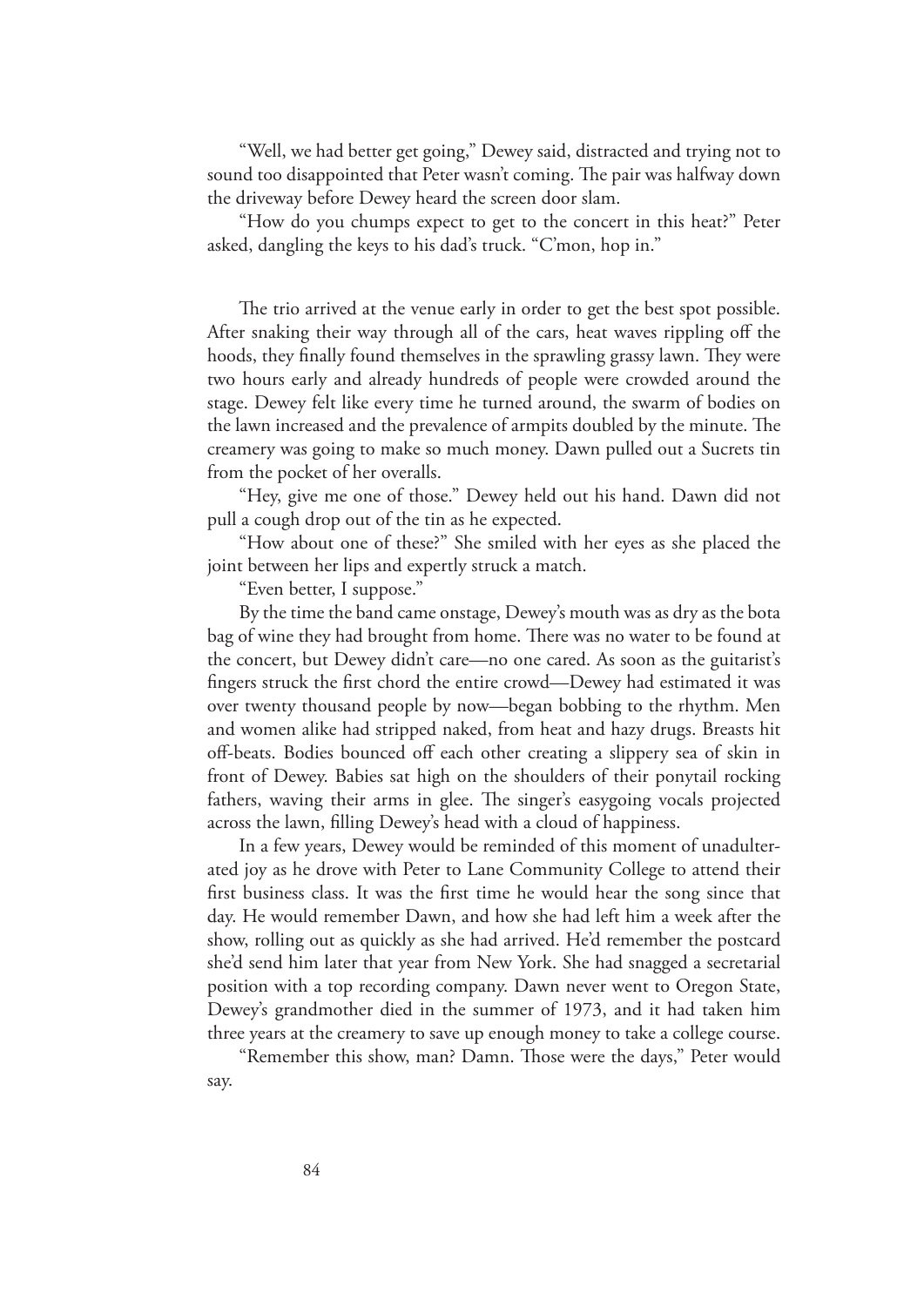"Well, we had better get going," Dewey said, distracted and trying not to sound too disappointed that Peter wasn't coming. The pair was halfway down the driveway before Dewey heard the screen door slam.

"How do you chumps expect to get to the concert in this heat?" Peter asked, dangling the keys to his dad's truck. "C'mon, hop in."

The trio arrived at the venue early in order to get the best spot possible. After snaking their way through all of the cars, heat waves rippling off the hoods, they finally found themselves in the sprawling grassy lawn. They were two hours early and already hundreds of people were crowded around the stage. Dewey felt like every time he turned around, the swarm of bodies on the lawn increased and the prevalence of armpits doubled by the minute. The creamery was going to make so much money. Dawn pulled out a Sucrets tin from the pocket of her overalls.

"Hey, give me one of those." Dewey held out his hand. Dawn did not pull a cough drop out of the tin as he expected.

"How about one of these?" She smiled with her eyes as she placed the joint between her lips and expertly struck a match.

"Even better, I suppose."

By the time the band came onstage, Dewey's mouth was as dry as the bota bag of wine they had brought from home. There was no water to be found at the concert, but Dewey didn't care—no one cared. As soon as the guitarist's fingers struck the first chord the entire crowd—Dewey had estimated it was over twenty thousand people by now—began bobbing to the rhythm. Men and women alike had stripped naked, from heat and hazy drugs. Breasts hit off-beats. Bodies bounced off each other creating a slippery sea of skin in front of Dewey. Babies sat high on the shoulders of their ponytail rocking fathers, waving their arms in glee. The singer's easygoing vocals projected across the lawn, filling Dewey's head with a cloud of happiness.

In a few years, Dewey would be reminded of this moment of unadulterated joy as he drove with Peter to Lane Community College to attend their first business class. It was the first time he would hear the song since that day. He would remember Dawn, and how she had left him a week after the show, rolling out as quickly as she had arrived. He'd remember the postcard she'd send him later that year from New York. She had snagged a secretarial position with a top recording company. Dawn never went to Oregon State, Dewey's grandmother died in the summer of 1973, and it had taken him three years at the creamery to save up enough money to take a college course.

"Remember this show, man? Damn. Those were the days," Peter would say.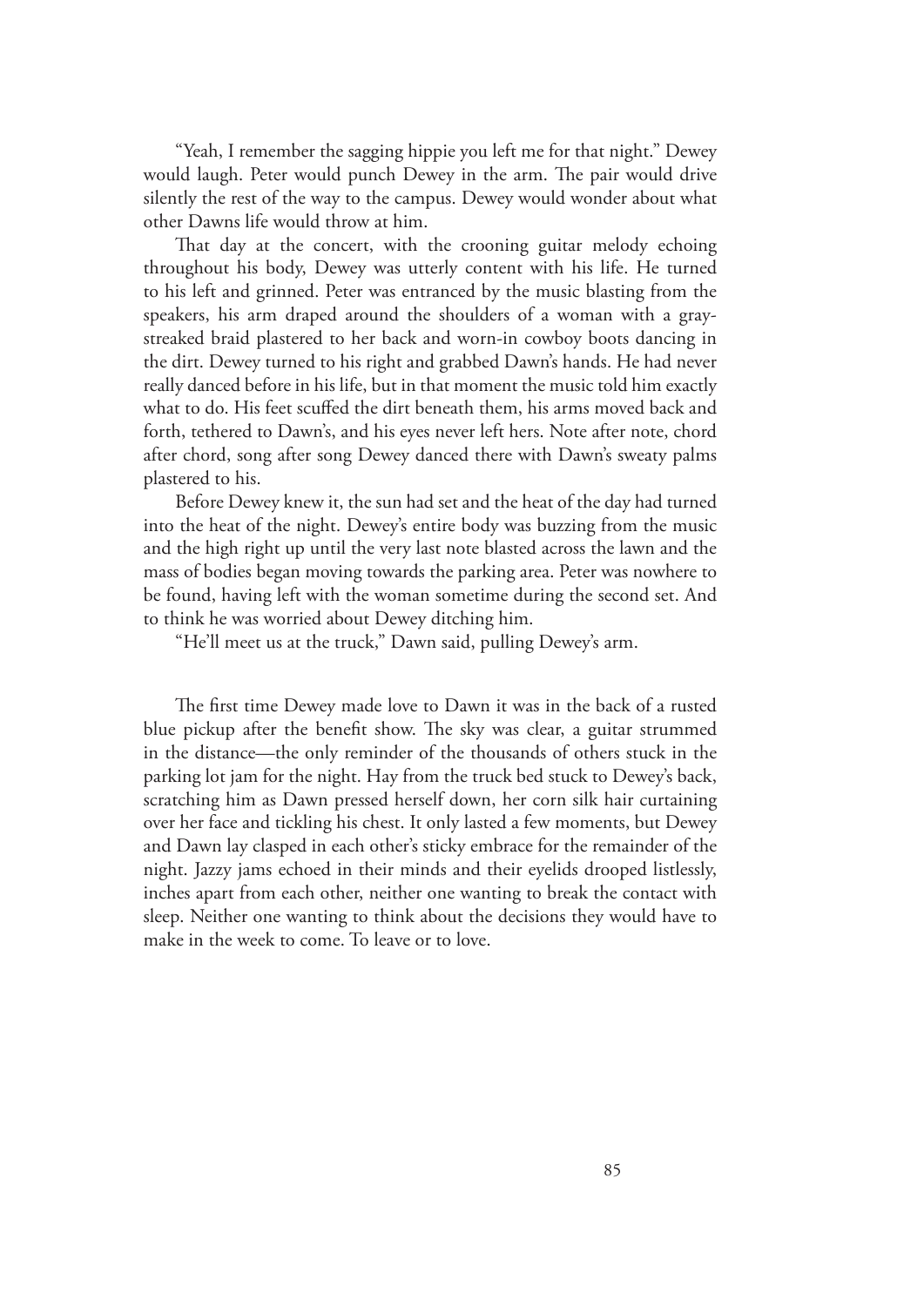"Yeah, I remember the sagging hippie you left me for that night." Dewey would laugh. Peter would punch Dewey in the arm. The pair would drive silently the rest of the way to the campus. Dewey would wonder about what other Dawns life would throw at him.

That day at the concert, with the crooning guitar melody echoing throughout his body, Dewey was utterly content with his life. He turned to his left and grinned. Peter was entranced by the music blasting from the speakers, his arm draped around the shoulders of a woman with a gray-streaked braid plastered to her back and worn-in cowboy boots dancing in the dirt. Dewey turned to his right and grabbed Dawn's hands. He had never really danced before in his life, but in that moment the music told him exactly what to do. His feet scuffed the dirt beneath them, his arms moved back and forth, tethered to Dawn's, and his eyes never left hers. Note after note, chord after chord, song after song Dewey danced there with Dawn's sweaty palms plastered to his.

Before Dewey knew it, the sun had set and the heat of the day had turned into the heat of the night. Dewey's entire body was buzzing from the music and the high right up until the very last note blasted across the lawn and the mass of bodies began moving towards the parking area. Peter was nowhere to be found, having left with the woman sometime during the second set. And to think he was worried about Dewey ditching him.

"He'll meet us at the truck," Dawn said, pulling Dewey's arm.

The first time Dewey made love to Dawn it was in the back of a rusted blue pickup after the benefit show. The sky was clear, a guitar strummed in the distance—the only reminder of the thousands of others stuck in the parking lot jam for the night. Hay from the truck bed stuck to Dewey's back, scratching him as Dawn pressed herself down, her corn silk hair curtaining over her face and tickling his chest. It only lasted a few moments, but Dewey and Dawn lay clasped in each other's sticky embrace for the remainder of the night. Jazzy jams echoed in their minds and their eyelids drooped listlessly, inches apart from each other, neither one wanting to break the contact with sleep. Neither one wanting to think about the decisions they would have to make in the week to come. To leave or to love.